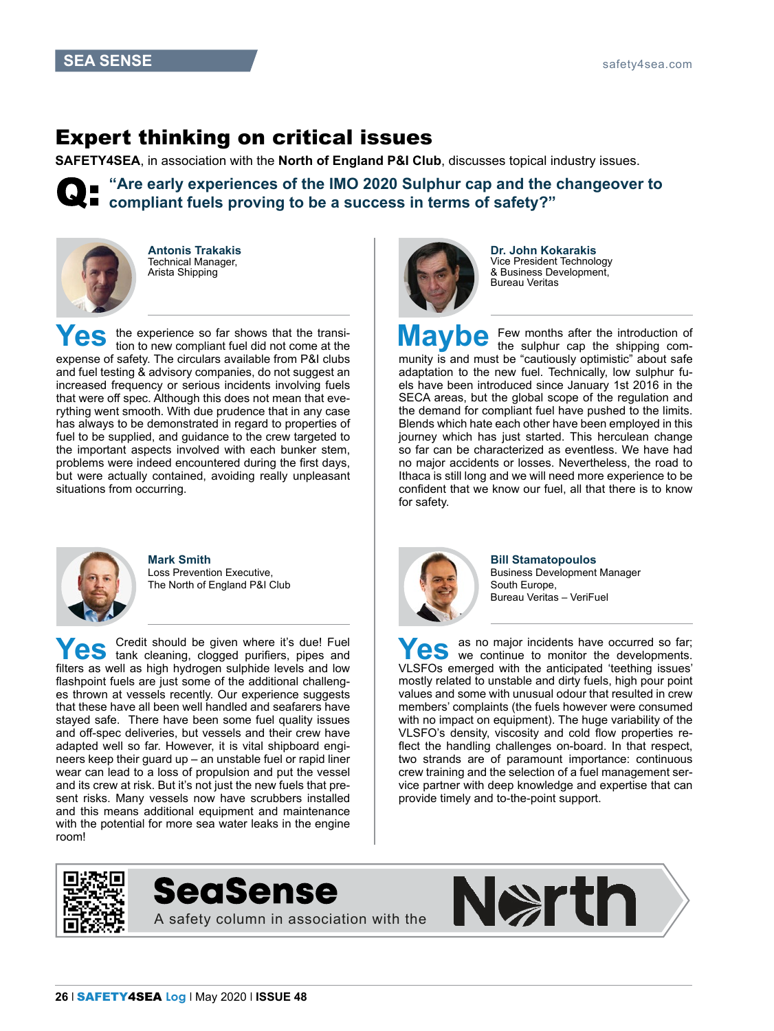# Expert thinking on critical issues

**SAFETY4SEA**, in association with the **North of England P&I Club**, discusses topical industry issues.

## Q: "Are early experiences of the IMO 2020 Sulphur cap and the changeover to compliant fuels proving to be a success in terms of safety?"

**Antonis Trakakis**
Technical Manager,
Arista Shipping

**Yes** the experience so far shows that the transition to new compliant fuel did not come at the expense of safety. The circulars available from P&I clubs and fuel testing & advisory companies, do not suggest an increased frequency or serious incidents involving fuels that were off spec. Although this does not mean that everything went smooth. With due prudence that in any case has always to be demonstrated in regard to properties of fuel to be supplied, and guidance to the crew targeted to the important aspects involved with each bunker stem, problems were indeed encountered during the first days, but were actually contained, avoiding really unpleasant situations from occurring.

**Mark Smith**
Loss Prevention Executive,
The North of England P&I Club

**Yes** Credit should be given where it's due! Fuel tank cleaning, clogged purifiers, pipes and filters as well as high hydrogen sulphide levels and low flashpoint fuels are just some of the additional challenges thrown at vessels recently. Our experience suggests that these have all been well handled and seafarers have stayed safe. There have been some fuel quality issues and off-spec deliveries, but vessels and their crew have adapted well so far. However, it is vital shipboard engineers keep their guard up – an unstable fuel or rapid liner wear can lead to a loss of propulsion and put the vessel and its crew at risk. But it's not just the new fuels that present risks. Many vessels now have scrubbers installed and this means additional equipment and maintenance with the potential for more sea water leaks in the engine room!

**Dr. John Kokarakis**
Vice President Technology
& Business Development,
Bureau Veritas

**Maybe** Few months after the introduction of the sulphur cap the shipping community is and must be "cautiously optimistic" about safe adaptation to the new fuel. Technically, low sulphur fuels have been introduced since January 1st 2016 in the SECA areas, but the global scope of the regulation and the demand for compliant fuel have pushed to the limits. Blends which hate each other have been employed in this journey which has just started. This herculean change so far can be characterized as eventless. We have had no major accidents or losses. Nevertheless, the road to Ithaca is still long and we will need more experience to be confident that we know our fuel, all that there is to know for safety.

**Bill Stamatopoulos**
Business Development Manager
South Europe,
Bureau Veritas – VeriFuel

**Yes** as no major incidents have occurred so far; we continue to monitor the developments. VLSFOs emerged with the anticipated 'teething issues' mostly related to unstable and dirty fuels, high pour point values and some with unusual odour that resulted in crew members' complaints (the fuels however were consumed with no impact on equipment). The huge variability of the VLSFO's density, viscosity and cold flow properties reflect the handling challenges on-board. In that respect, two strands are of paramount importance: continuous crew training and the selection of a fuel management service partner with deep knowledge and expertise that can provide timely and to-the-point support.

**SeaSense**
A safety column in association with the North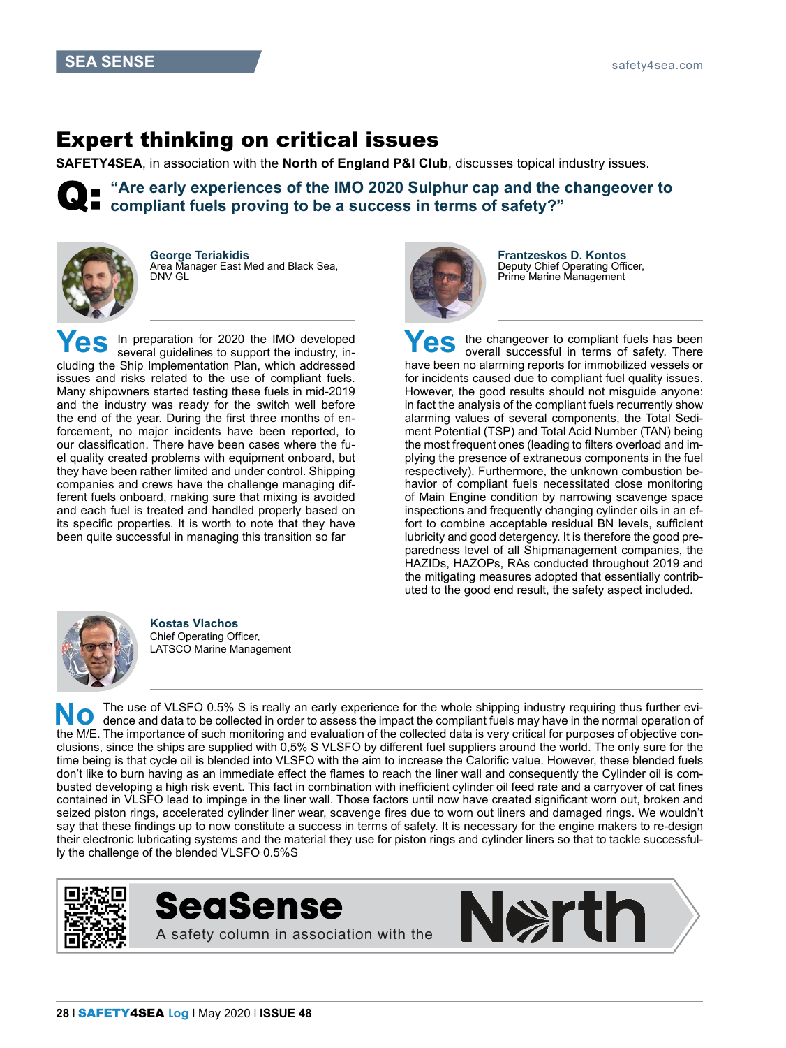# Expert thinking on critical issues

**SAFETY4SEA**, in association with the **North of England P&I Club**, discusses topical industry issues.

## Q: "Are early experiences of the IMO 2020 Sulphur cap and the changeover to compliant fuels proving to be a success in terms of safety?"

**George Teriakidis**
Area Manager East Med and Black Sea, DNV GL

**Yes** In preparation for 2020 the IMO developed several guidelines to support the industry, including the Ship Implementation Plan, which addressed issues and risks related to the use of compliant fuels. Many shipowners started testing these fuels in mid-2019 and the industry was ready for the switch well before the end of the year. During the first three months of enforcement, no major incidents have been reported, to our classification. There have been cases where the fuel quality created problems with equipment onboard, but they have been rather limited and under control. Shipping companies and crews have the challenge managing different fuels onboard, making sure that mixing is avoided and each fuel is treated and handled properly based on its specific properties. It is worth to note that they have been quite successful in managing this transition so far

**Frantzeskos D. Kontos**
Deputy Chief Operating Officer, Prime Marine Management

**Yes** the changeover to compliant fuels has been overall successful in terms of safety. There have been no alarming reports for immobilized vessels or for incidents caused due to compliant fuel quality issues. However, the good results should not misguide anyone: in fact the analysis of the compliant fuels recurrently show alarming values of several components, the Total Sediment Potential (TSP) and Total Acid Number (TAN) being the most frequent ones (leading to filters overload and implying the presence of extraneous components in the fuel respectively). Furthermore, the unknown combustion behavior of compliant fuels necessitated close monitoring of Main Engine condition by narrowing scavenge space inspections and frequently changing cylinder oils in an effort to combine acceptable residual BN levels, sufficient lubricity and good detergency. It is therefore the good preparedness level of all Shipmanagement companies, the HAZIDs, HAZOPs, RAs conducted throughout 2019 and the mitigating measures adopted that essentially contributed to the good end result, the safety aspect included.

**Kostas Vlachos**
Chief Operating Officer, LATSCO Marine Management

**No** The use of VLSFO 0.5% S is really an early experience for the whole shipping industry requiring thus further evidence and data to be collected in order to assess the impact the compliant fuels may have in the normal operation of the M/E. The importance of such monitoring and evaluation of the collected data is very critical for purposes of objective conclusions, since the ships are supplied with 0,5% S VLSFO by different fuel suppliers around the world. The only sure for the time being is that cycle oil is blended into VLSFO with the aim to increase the Calorific value. However, these blended fuels don't like to burn having as an immediate effect the flames to reach the liner wall and consequently the Cylinder oil is combusted developing a high risk event. This fact in combination with inefficient cylinder oil feed rate and a carryover of cat fines contained in VLSFO lead to impinge in the liner wall. Those factors until now have created significant worn out, broken and seized piston rings, accelerated cylinder liner wear, scavenge fires due to worn out liners and damaged rings. We wouldn't say that these findings up to now constitute a success in terms of safety. It is necessary for the engine makers to re-design their electronic lubricating systems and the material they use for piston rings and cylinder liners so that to tackle successfully the challenge of the blended VLSFO 0.5%S

**SeaSense**
A safety column in association with the North